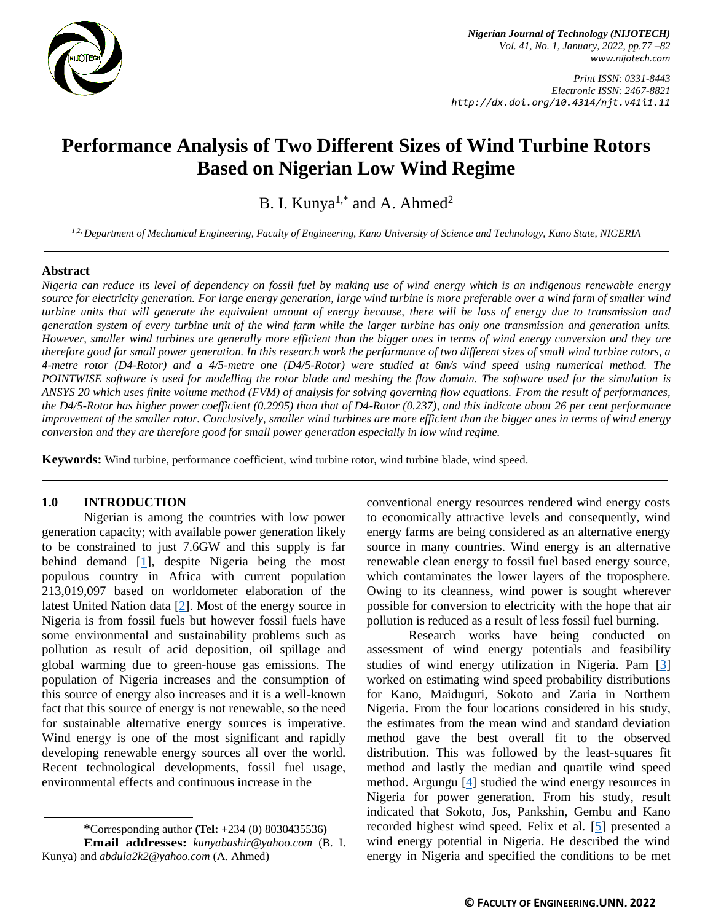# Performance Analysis of Two Different Sizes of Wind Turbine Rotors Based on Nigerian Low Wind Regime

B. I. Kunya[1,*] and A. Ahmed[2]

[1,2] *Department of Mechanical Engineering, Faculty of Engineering, Kano University of Science and Technology, Kano State, NIGERIA*

## Abstract

*Nigeria can reduce its level of dependency on fossil fuel by making use of wind energy which is an indigenous renewable energy source for electricity generation. For large energy generation, large wind turbine is more preferable over a wind farm of smaller wind turbine units that will generate the equivalent amount of energy because, there will be loss of energy due to transmission and generation system of every turbine unit of the wind farm while the larger turbine has only one transmission and generation units. However, smaller wind turbines are generally more efficient than the bigger ones in terms of wind energy conversion and they are therefore good for small power generation. In this research work the performance of two different sizes of small wind turbine rotors, a 4-metre rotor (D4-Rotor) and a 4/5-metre one (D4/5-Rotor) were studied at 6m/s wind speed using numerical method. The POINTWISE software is used for modelling the rotor blade and meshing the flow domain. The software used for the simulation is ANSYS 20 which uses finite volume method (FVM) of analysis for solving governing flow equations. From the result of performances, the D4/5-Rotor has higher power coefficient (0.2995) than that of D4-Rotor (0.237), and this indicate about 26 per cent performance improvement of the smaller rotor. Conclusively, smaller wind turbines are more efficient than the bigger ones in terms of wind energy conversion and they are therefore good for small power generation especially in low wind regime.*

**Keywords:** Wind turbine, performance coefficient, wind turbine rotor, wind turbine blade, wind speed.

## 1.0 INTRODUCTION

Nigerian is among the countries with low power generation capacity; with available power generation likely to be constrained to just 7.6GW and this supply is far behind demand [1], despite Nigeria being the most populous country in Africa with current population 213,019,097 based on worldometer elaboration of the latest United Nation data [2]. Most of the energy source in Nigeria is from fossil fuels but however fossil fuels have some environmental and sustainability problems such as pollution as result of acid deposition, oil spillage and global warming due to green-house gas emissions. The population of Nigeria increases and the consumption of this source of energy also increases and it is a well-known fact that this source of energy is not renewable, so the need for sustainable alternative energy sources is imperative. Wind energy is one of the most significant and rapidly developing renewable energy sources all over the world. Recent technological developments, fossil fuel usage, environmental effects and continuous increase in the conventional energy resources rendered wind energy costs to economically attractive levels and consequently, wind energy farms are being considered as an alternative energy source in many countries. Wind energy is an alternative renewable clean energy to fossil fuel based energy source, which contaminates the lower layers of the troposphere. Owing to its cleanness, wind power is sought wherever possible for conversion to electricity with the hope that air pollution is reduced as a result of less fossil fuel burning.

Research works have being conducted on assessment of wind energy potentials and feasibility studies of wind energy utilization in Nigeria. Pam [3] worked on estimating wind speed probability distributions for Kano, Maiduguri, Sokoto and Zaria in Northern Nigeria. From the four locations considered in his study, the estimates from the mean wind and standard deviation method gave the best overall fit to the observed distribution. This was followed by the least-squares fit method and lastly the median and quartile wind speed method. Argungu [4] studied the wind energy resources in Nigeria for power generation. From his study, result indicated that Sokoto, Jos, Pankshin, Gembu and Kano recorded highest wind speed. Felix et al. [5] presented a wind energy potential in Nigeria. He described the wind energy in Nigeria and specified the conditions to be met

---

***Corresponding author (Tel:** +234 (0) 8030435536**)**

**Email addresses:** *kunyabashir@yahoo.com* (B. I. Kunya) and *abdula2k2@yahoo.com* (A. Ahmed)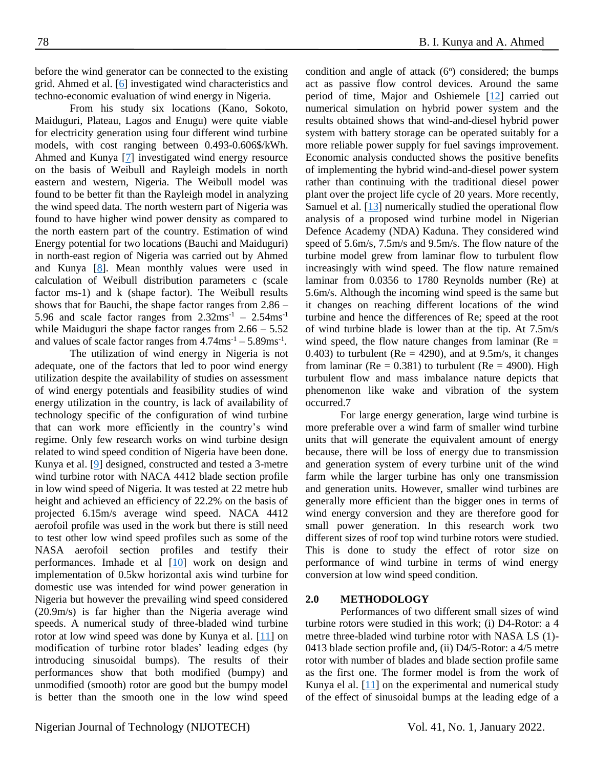before the wind generator can be connected to the existing grid. Ahmed et al. [6] investigated wind characteristics and techno-economic evaluation of wind energy in Nigeria.

From his study six locations (Kano, Sokoto, Maiduguri, Plateau, Lagos and Enugu) were quite viable for electricity generation using four different wind turbine models, with cost ranging between 0.493-0.606$/kWh. Ahmed and Kunya [7] investigated wind energy resource on the basis of Weibull and Rayleigh models in north eastern and western, Nigeria. The Weibull model was found to be better fit than the Rayleigh model in analyzing the wind speed data. The north western part of Nigeria was found to have higher wind power density as compared to the north eastern part of the country. Estimation of wind Energy potential for two locations (Bauchi and Maiduguri) in north-east region of Nigeria was carried out by Ahmed and Kunya [8]. Mean monthly values were used in calculation of Weibull distribution parameters c (scale factor ms-1) and k (shape factor). The Weibull results shows that for Bauchi, the shape factor ranges from 2.86 – 5.96 and scale factor ranges from 2.32ms$^{-1}$ – 2.54ms$^{-1}$ while Maiduguri the shape factor ranges from 2.66 – 5.52 and values of scale factor ranges from 4.74ms$^{-1}$ – 5.89ms$^{-1}$.

The utilization of wind energy in Nigeria is not adequate, one of the factors that led to poor wind energy utilization despite the availability of studies on assessment of wind energy potentials and feasibility studies of wind energy utilization in the country, is lack of availability of technology specific of the configuration of wind turbine that can work more efficiently in the country's wind regime. Only few research works on wind turbine design related to wind speed condition of Nigeria have been done. Kunya et al. [9] designed, constructed and tested a 3-metre wind turbine rotor with NACA 4412 blade section profile in low wind speed of Nigeria. It was tested at 22 metre hub height and achieved an efficiency of 22.2% on the basis of projected 6.15m/s average wind speed. NACA 4412 aerofoil profile was used in the work but there is still need to test other low wind speed profiles such as some of the NASA aerofoil section profiles and testify their performances. Imhade et al [10] work on design and implementation of 0.5kw horizontal axis wind turbine for domestic use was intended for wind power generation in Nigeria but however the prevailing wind speed considered (20.9m/s) is far higher than the Nigeria average wind speeds. A numerical study of three-bladed wind turbine rotor at low wind speed was done by Kunya et al. [11] on modification of turbine rotor blades' leading edges (by introducing sinusoidal bumps). The results of their performances show that both modified (bumpy) and unmodified (smooth) rotor are good but the bumpy model is better than the smooth one in the low wind speed condition and angle of attack (6$^{o}$) considered; the bumps act as passive flow control devices. Around the same period of time, Major and Oshiemele [12] carried out numerical simulation on hybrid power system and the results obtained shows that wind-and-diesel hybrid power system with battery storage can be operated suitably for a more reliable power supply for fuel savings improvement. Economic analysis conducted shows the positive benefits of implementing the hybrid wind-and-diesel power system rather than continuing with the traditional diesel power plant over the project life cycle of 20 years. More recently, Samuel et al. [13] numerically studied the operational flow analysis of a proposed wind turbine model in Nigerian Defence Academy (NDA) Kaduna. They considered wind speed of 5.6m/s, 7.5m/s and 9.5m/s. The flow nature of the turbine model grew from laminar flow to turbulent flow increasingly with wind speed. The flow nature remained laminar from 0.0356 to 1780 Reynolds number (Re) at 5.6m/s. Although the incoming wind speed is the same but it changes on reaching different locations of the wind turbine and hence the differences of Re; speed at the root of wind turbine blade is lower than at the tip. At 7.5m/s wind speed, the flow nature changes from laminar (Re = 0.403) to turbulent (Re = 4290), and at 9.5m/s, it changes from laminar (Re = 0.381) to turbulent (Re = 4900). High turbulent flow and mass imbalance nature depicts that phenomenon like wake and vibration of the system occurred.7

For large energy generation, large wind turbine is more preferable over a wind farm of smaller wind turbine units that will generate the equivalent amount of energy because, there will be loss of energy due to transmission and generation system of every turbine unit of the wind farm while the larger turbine has only one transmission and generation units. However, smaller wind turbines are generally more efficient than the bigger ones in terms of wind energy conversion and they are therefore good for small power generation. In this research work two different sizes of roof top wind turbine rotors were studied. This is done to study the effect of rotor size on performance of wind turbine in terms of wind energy conversion at low wind speed condition.

## 2.0 METHODOLOGY

Performances of two different small sizes of wind turbine rotors were studied in this work; (i) D4-Rotor: a 4 metre three-bladed wind turbine rotor with NASA LS (1)-0413 blade section profile and, (ii) D4/5-Rotor: a 4/5 metre rotor with number of blades and blade section profile same as the first one. The former model is from the work of Kunya el al. [11] on the experimental and numerical study of the effect of sinusoidal bumps at the leading edge of a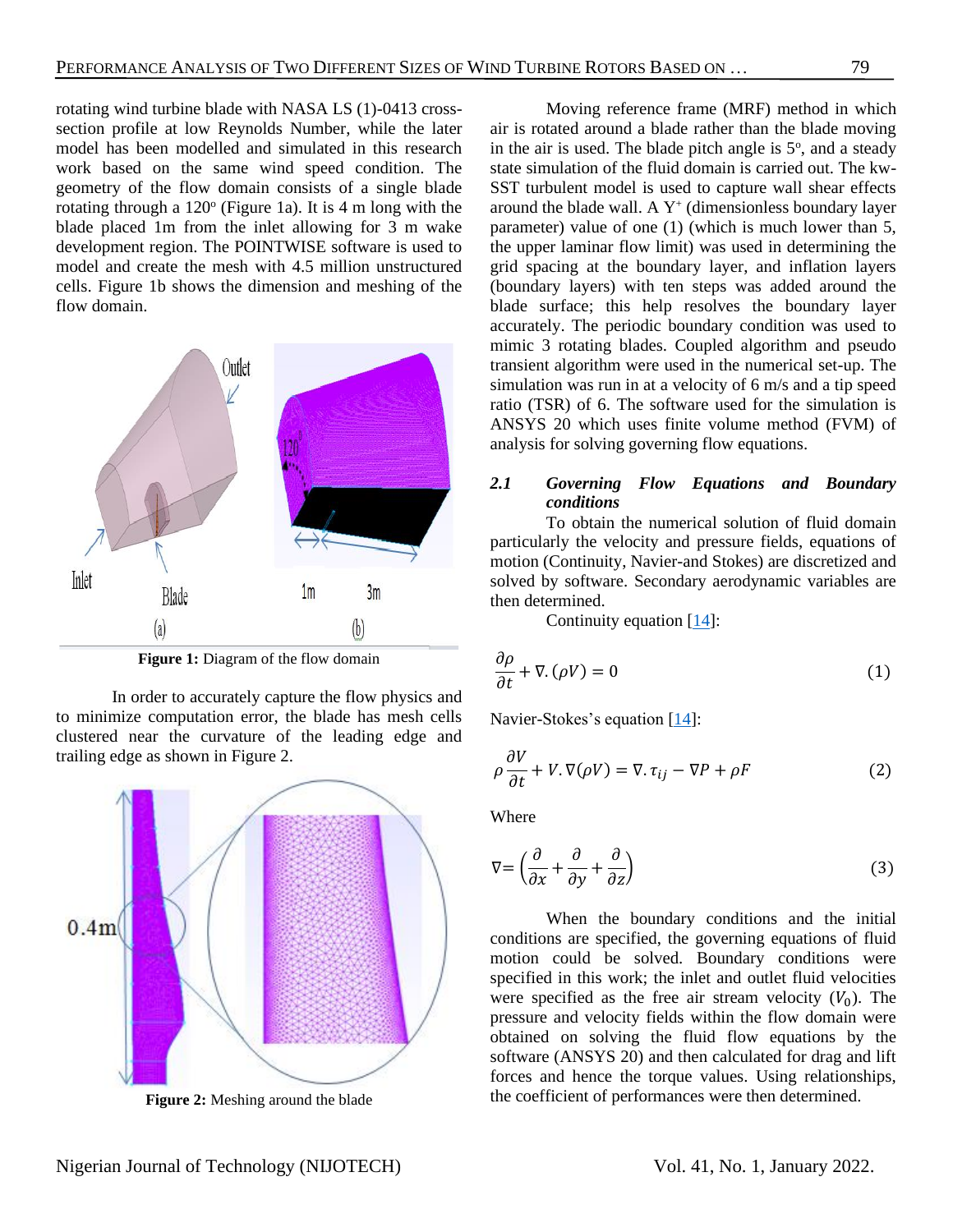rotating wind turbine blade with NASA LS (1)-0413 cross-section profile at low Reynolds Number, while the later model has been modelled and simulated in this research work based on the same wind speed condition. The geometry of the flow domain consists of a single blade rotating through a 120$^{o}$ (Figure 1a). It is 4 m long with the blade placed 1m from the inlet allowing for 3 m wake development region. The POINTWISE software is used to model and create the mesh with 4.5 million unstructured cells. Figure 1b shows the dimension and meshing of the flow domain.

**Figure 1:** Diagram of the flow domain

In order to accurately capture the flow physics and to minimize computation error, the blade has mesh cells clustered near the curvature of the leading edge and trailing edge as shown in Figure 2.

**Figure 2:** Meshing around the blade

Moving reference frame (MRF) method in which air is rotated around a blade rather than the blade moving in the air is used. The blade pitch angle is 5$^{o}$, and a steady state simulation of the fluid domain is carried out. The kw-SST turbulent model is used to capture wall shear effects around the blade wall. A $Y^{+}$ (dimensionless boundary layer parameter) value of one (1) (which is much lower than 5, the upper laminar flow limit) was used in determining the grid spacing at the boundary layer, and inflation layers (boundary layers) with ten steps was added around the blade surface; this help resolves the boundary layer accurately. The periodic boundary condition was used to mimic 3 rotating blades. Coupled algorithm and pseudo transient algorithm were used in the numerical set-up. The simulation was run in at a velocity of 6 m/s and a tip speed ratio (TSR) of 6. The software used for the simulation is ANSYS 20 which uses finite volume method (FVM) of analysis for solving governing flow equations.

### *2.1 Governing Flow Equations and Boundary conditions*

To obtain the numerical solution of fluid domain particularly the velocity and pressure fields, equations of motion (Continuity, Navier-and Stokes) are discretized and solved by software. Secondary aerodynamic variables are then determined.

Continuity equation [14]:

$$\frac{\partial \rho}{\partial t} + \nabla.(\rho V) = 0 \tag{1}$$

Navier-Stokes's equation [14]:

$$\rho \frac{\partial V}{\partial t} + V.\nabla(\rho V) = \nabla.\tau_{ij} - \nabla P + \rho F \tag{2}$$

Where

$$\nabla = \left(\frac{\partial}{\partial x} + \frac{\partial}{\partial y} + \frac{\partial}{\partial z}\right) \tag{3}$$

When the boundary conditions and the initial conditions are specified, the governing equations of fluid motion could be solved. Boundary conditions were specified in this work; the inlet and outlet fluid velocities were specified as the free air stream velocity ($V_0$). The pressure and velocity fields within the flow domain were obtained on solving the fluid flow equations by the software (ANSYS 20) and then calculated for drag and lift forces and hence the torque values. Using relationships, the coefficient of performances were then determined.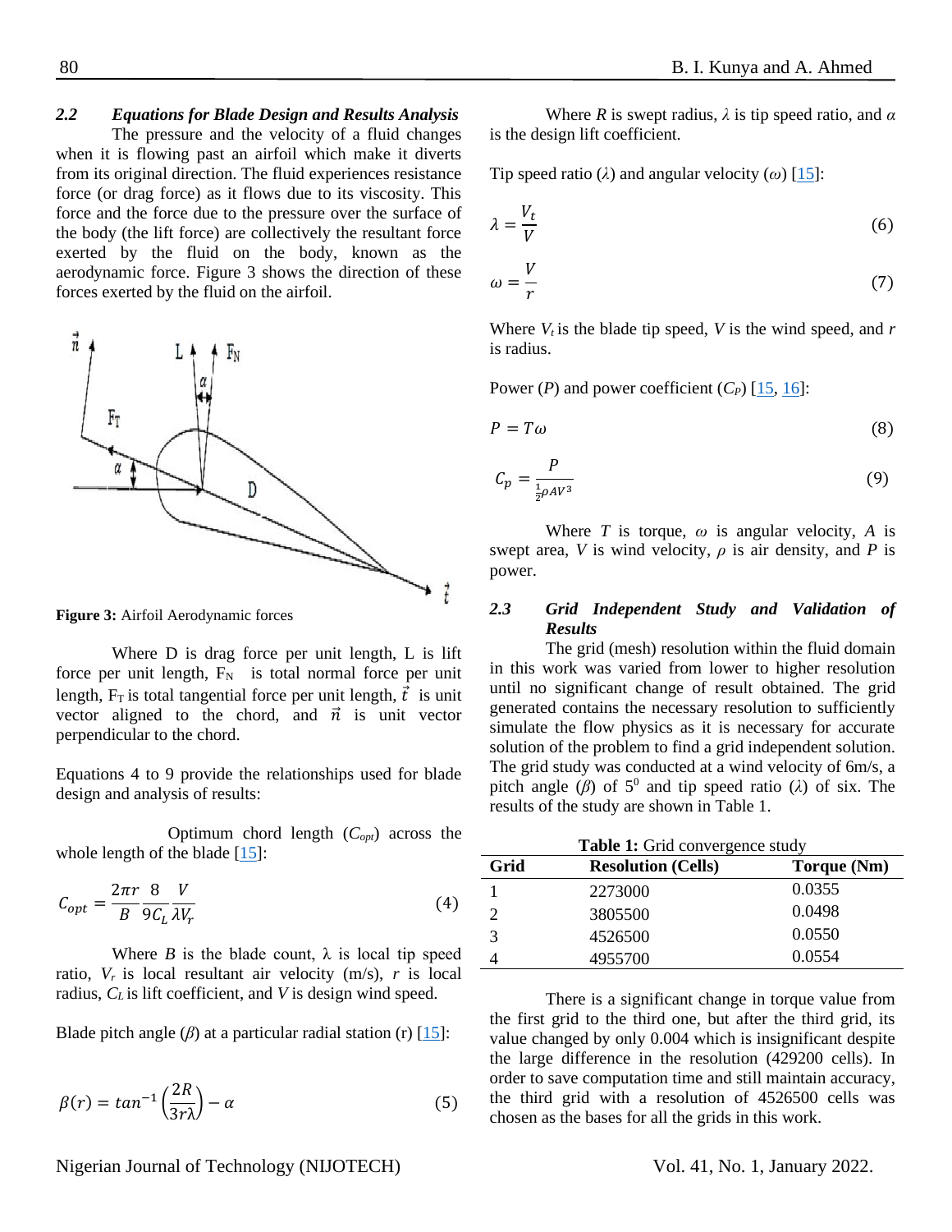### 2.2 *Equations for Blade Design and Results Analysis*

The pressure and the velocity of a fluid changes when it is flowing past an airfoil which make it diverts from its original direction. The fluid experiences resistance force (or drag force) as it flows due to its viscosity. This force and the force due to the pressure over the surface of the body (the lift force) are collectively the resultant force exerted by the fluid on the body, known as the aerodynamic force. Figure 3 shows the direction of these forces exerted by the fluid on the airfoil.

**Figure 3:** Airfoil Aerodynamic forces

Where D is drag force per unit length, L is lift force per unit length, $F_N$ is total normal force per unit length, $F_T$ is total tangential force per unit length, $\vec{t}$ is unit vector aligned to the chord, and $\vec{n}$ is unit vector perpendicular to the chord.

Equations 4 to 9 provide the relationships used for blade design and analysis of results:

Optimum chord length ($C_{opt}$) across the whole length of the blade [15]:

$$C_{opt} = \frac{2\pi r}{B}\frac{8}{9C_L}\frac{V}{\lambda V_r} \tag{4}$$

Where $B$ is the blade count, λ is local tip speed ratio, $V_r$ is local resultant air velocity (m/s), $r$ is local radius, $C_L$ is lift coefficient, and $V$ is design wind speed.

Blade pitch angle ($\beta$) at a particular radial station (r) [15]:

$$\beta(r) = tan^{-1}\left(\frac{2R}{3r\lambda}\right) - \alpha \tag{5}$$

Where $R$ is swept radius, $\lambda$ is tip speed ratio, and $\alpha$ is the design lift coefficient.

Tip speed ratio ($\lambda$) and angular velocity ($\omega$) [15]:

$$\lambda = \frac{V_t}{V} \tag{6}$$

$$\omega = \frac{V}{r} \tag{7}$$

Where $V_t$ is the blade tip speed, $V$ is the wind speed, and $r$ is radius.

Power ($P$) and power coefficient ($C_P$) [15, 16]:

$$P = T\omega \tag{8}$$

$$C_p = \frac{P}{\frac{1}{2}\rho A V^3} \tag{9}$$

Where $T$ is torque, $\omega$ is angular velocity, $A$ is swept area, $V$ is wind velocity, $\rho$ is air density, and $P$ is power.

### 2.3 *Grid Independent Study and Validation of Results*

The grid (mesh) resolution within the fluid domain in this work was varied from lower to higher resolution until no significant change of result obtained. The grid generated contains the necessary resolution to sufficiently simulate the flow physics as it is necessary for accurate solution of the problem to find a grid independent solution. The grid study was conducted at a wind velocity of 6m/s, a pitch angle ($\beta$) of $5^0$ and tip speed ratio ($\lambda$) of six. The results of the study are shown in Table 1.

**Table 1:** Grid convergence study

| Grid | Resolution (Cells) | Torque (Nm) |
|---|---|---|
| 1 | 2273000 | 0.0355 |
| 2 | 3805500 | 0.0498 |
| 3 | 4526500 | 0.0550 |
| 4 | 4955700 | 0.0554 |

There is a significant change in torque value from the first grid to the third one, but after the third grid, its value changed by only 0.004 which is insignificant despite the large difference in the resolution (429200 cells). In order to save computation time and still maintain accuracy, the third grid with a resolution of 4526500 cells was chosen as the bases for all the grids in this work.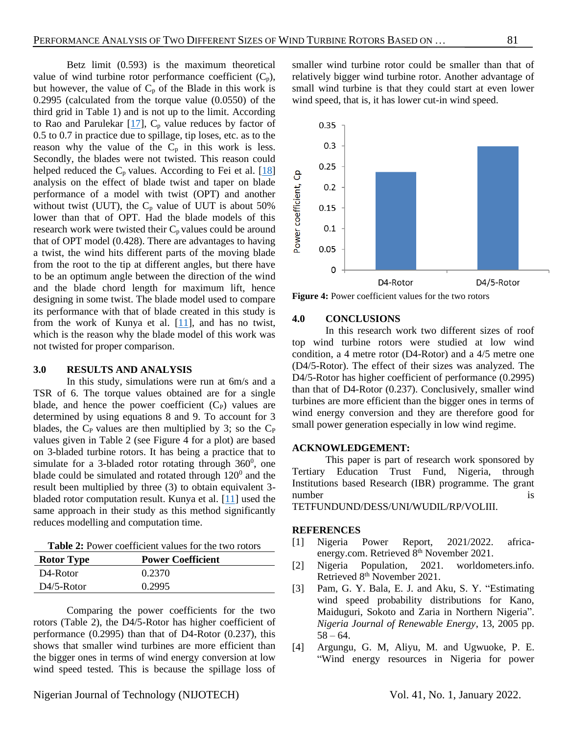Betz limit (0.593) is the maximum theoretical value of wind turbine rotor performance coefficient ($C_p$), but however, the value of $C_p$ of the Blade in this work is 0.2995 (calculated from the torque value (0.0550) of the third grid in Table 1) and is not up to the limit. According to Rao and Parulekar [17], $C_p$ value reduces by factor of 0.5 to 0.7 in practice due to spillage, tip loses, etc. as to the reason why the value of the $C_p$ in this work is less. Secondly, the blades were not twisted. This reason could helped reduced the $C_p$ values. According to Fei et al. [18] analysis on the effect of blade twist and taper on blade performance of a model with twist (OPT) and another without twist (UUT), the $C_p$ value of UUT is about 50% lower than that of OPT. Had the blade models of this research work were twisted their $C_p$ values could be around that of OPT model (0.428). There are advantages to having a twist, the wind hits different parts of the moving blade from the root to the tip at different angles, but there have to be an optimum angle between the direction of the wind and the blade chord length for maximum lift, hence designing in some twist. The blade model used to compare its performance with that of blade created in this study is from the work of Kunya et al. [11], and has no twist, which is the reason why the blade model of this work was not twisted for proper comparison.

## 3.0 RESULTS AND ANALYSIS

In this study, simulations were run at 6m/s and a TSR of 6. The torque values obtained are for a single blade, and hence the power coefficient ($C_P$) values are determined by using equations 8 and 9. To account for 3 blades, the $C_P$ values are then multiplied by 3; so the $C_P$ values given in Table 2 (see Figure 4 for a plot) are based on 3-bladed turbine rotors. It has being a practice that to simulate for a 3-bladed rotor rotating through $360^0$, one blade could be simulated and rotated through $120^0$ and the result been multiplied by three (3) to obtain equivalent 3-bladed rotor computation result. Kunya et al. [11] used the same approach in their study as this method significantly reduces modelling and computation time.

**Table 2:** Power coefficient values for the two rotors

| Rotor Type | Power Coefficient |
|---|---|
| D4-Rotor | 0.2370 |
| D4/5-Rotor | 0.2995 |

Comparing the power coefficients for the two rotors (Table 2), the D4/5-Rotor has higher coefficient of performance (0.2995) than that of D4-Rotor (0.237), this shows that smaller wind turbines are more efficient than the bigger ones in terms of wind energy conversion at low wind speed tested. This is because the spillage loss of smaller wind turbine rotor could be smaller than that of relatively bigger wind turbine rotor. Another advantage of small wind turbine is that they could start at even lower wind speed, that is, it has lower cut-in wind speed.

**Figure 4:** Power coefficient values for the two rotors

## 4.0 CONCLUSIONS

In this research work two different sizes of roof top wind turbine rotors were studied at low wind condition, a 4 metre rotor (D4-Rotor) and a 4/5 metre one (D4/5-Rotor). The effect of their sizes was analyzed. The D4/5-Rotor has higher coefficient of performance (0.2995) than that of D4-Rotor (0.237). Conclusively, smaller wind turbines are more efficient than the bigger ones in terms of wind energy conversion and they are therefore good for small power generation especially in low wind regime.

## ACKNOWLEDGEMENT:

This paper is part of research work sponsored by Tertiary Education Trust Fund, Nigeria, through Institutions based Research (IBR) programme. The grant number is TETFUNDUND/DESS/UNI/WUDIL/RP/VOLIII.

## REFERENCES

[1] Nigeria Power Report, 2021/2022. africa-energy.com. Retrieved 8th November 2021.

[2] Nigeria Population, 2021. worldometers.info. Retrieved 8th November 2021.

[3] Pam, G. Y. Bala, E. J. and Aku, S. Y. "Estimating wind speed probability distributions for Kano, Maiduguri, Sokoto and Zaria in Northern Nigeria". *Nigeria Journal of Renewable Energy*, 13, 2005 pp. 58 – 64.

[4] Argungu, G. M, Aliyu, M. and Ugwuoke, P. E. "Wind energy resources in Nigeria for power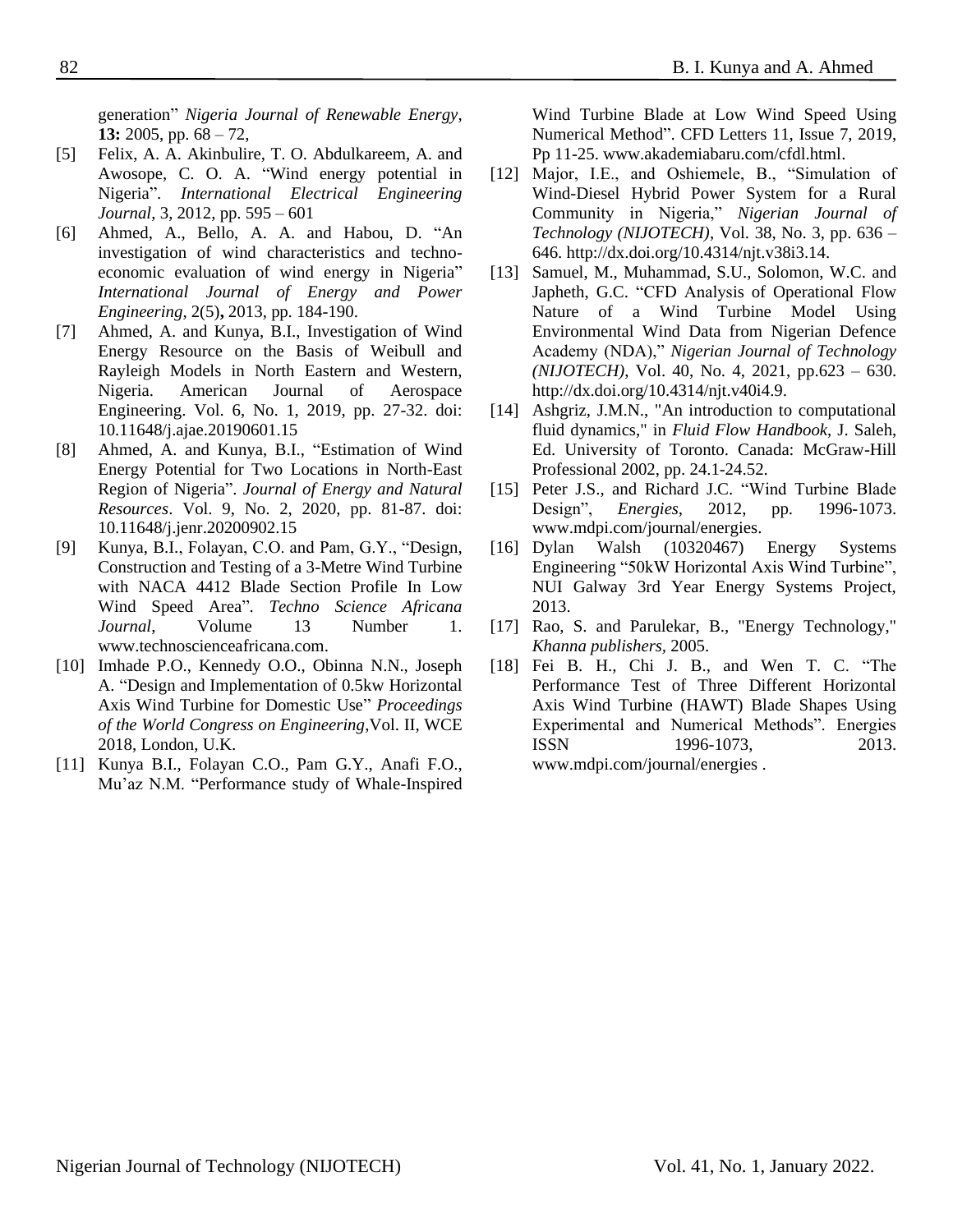generation" *Nigeria Journal of Renewable Energy*, **13:** 2005, pp. 68 – 72,

[5] Felix, A. A. Akinbulire, T. O. Abdulkareem, A. and Awosope, C. O. A. "Wind energy potential in Nigeria". *International Electrical Engineering Journal*, 3, 2012, pp. 595 – 601

[6] Ahmed, A., Bello, A. A. and Habou, D. "An investigation of wind characteristics and techno-economic evaluation of wind energy in Nigeria" *International Journal of Energy and Power Engineering*, 2(5)**,** 2013, pp. 184-190.

[7] Ahmed, A. and Kunya, B.I., Investigation of Wind Energy Resource on the Basis of Weibull and Rayleigh Models in North Eastern and Western, Nigeria. American Journal of Aerospace Engineering. Vol. 6, No. 1, 2019, pp. 27-32. doi: 10.11648/j.ajae.20190601.15

[8] Ahmed, A. and Kunya, B.I., "Estimation of Wind Energy Potential for Two Locations in North-East Region of Nigeria". *Journal of Energy and Natural Resources*. Vol. 9, No. 2, 2020, pp. 81-87. doi: 10.11648/j.jenr.20200902.15

[9] Kunya, B.I., Folayan, C.O. and Pam, G.Y., "Design, Construction and Testing of a 3-Metre Wind Turbine with NACA 4412 Blade Section Profile In Low Wind Speed Area". *Techno Science Africana Journal*, Volume 13 Number 1. www.technoscienceafricana.com.

[10] Imhade P.O., Kennedy O.O., Obinna N.N., Joseph A. "Design and Implementation of 0.5kw Horizontal Axis Wind Turbine for Domestic Use" *Proceedings of the World Congress on Engineering*,Vol. II, WCE 2018, London, U.K.

[11] Kunya B.I., Folayan C.O., Pam G.Y., Anafi F.O., Mu'az N.M. "Performance study of Whale-Inspired Wind Turbine Blade at Low Wind Speed Using Numerical Method". CFD Letters 11, Issue 7, 2019, Pp 11-25. www.akademiabaru.com/cfdl.html.

[12] Major, I.E., and Oshiemele, B., "Simulation of Wind-Diesel Hybrid Power System for a Rural Community in Nigeria," *Nigerian Journal of Technology (NIJOTECH)*, Vol. 38, No. 3, pp. 636 – 646. http://dx.doi.org/10.4314/njt.v38i3.14.

[13] Samuel, M., Muhammad, S.U., Solomon, W.C. and Japheth, G.C. "CFD Analysis of Operational Flow Nature of a Wind Turbine Model Using Environmental Wind Data from Nigerian Defence Academy (NDA)," *Nigerian Journal of Technology (NIJOTECH)*, Vol. 40, No. 4, 2021, pp.623 – 630. http://dx.doi.org/10.4314/njt.v40i4.9.

[14] Ashgriz, J.M.N., "An introduction to computational fluid dynamics," in *Fluid Flow Handbook*, J. Saleh, Ed. University of Toronto. Canada: McGraw-Hill Professional 2002, pp. 24.1-24.52.

[15] Peter J.S., and Richard J.C. "Wind Turbine Blade Design", *Energies*, 2012, pp. 1996-1073. www.mdpi.com/journal/energies.

[16] Dylan Walsh (10320467) Energy Systems Engineering "50kW Horizontal Axis Wind Turbine", NUI Galway 3rd Year Energy Systems Project, 2013.

[17] Rao, S. and Parulekar, B., "Energy Technology," *Khanna publishers*, 2005.

[18] Fei B. H., Chi J. B., and Wen T. C. "The Performance Test of Three Different Horizontal Axis Wind Turbine (HAWT) Blade Shapes Using Experimental and Numerical Methods". Energies ISSN 1996-1073, 2013. www.mdpi.com/journal/energies .